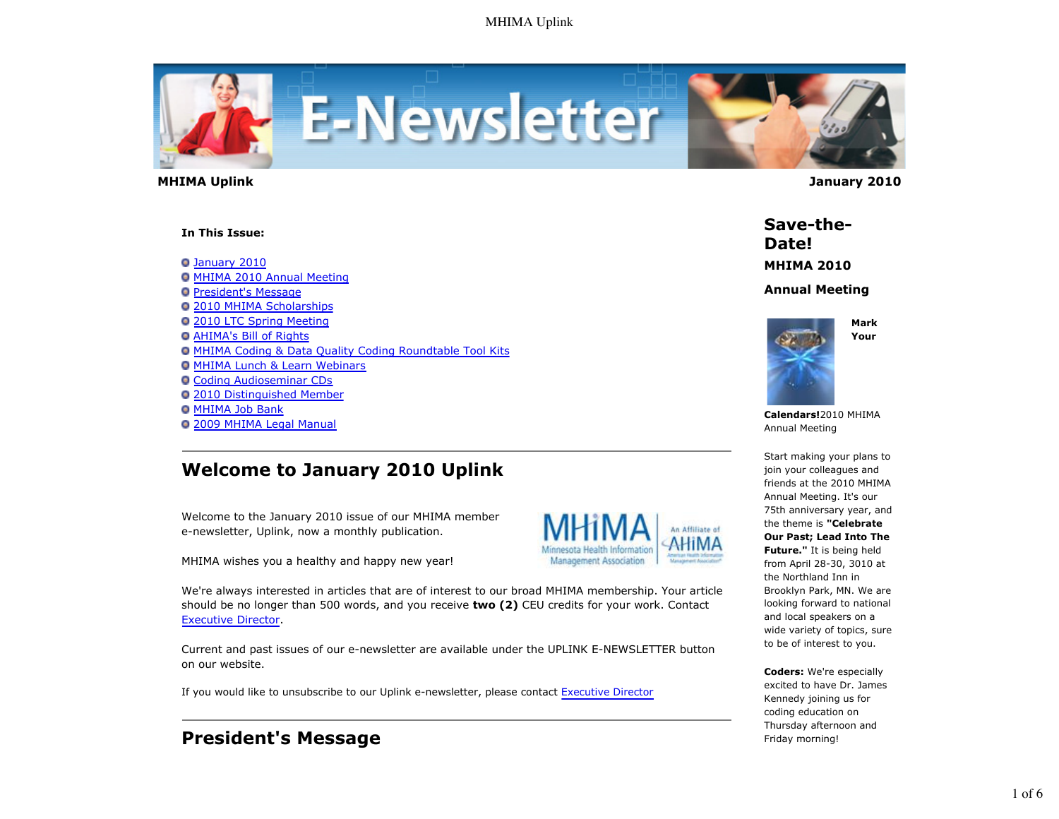**MHIMA Uplink** **January 2010**

**In This Issue:**

- January 2010
- MHIMA 2010 Annual Meeting
- President's Message
- 2010 MHIMA Scholarships
- 2010 LTC Spring Meeting
- AHIMA's Bill of Rights
- MHIMA Coding & Data Quality Coding Roundtable Tool Kits
- MHIMA Lunch & Learn Webinars
- Coding Audioseminar CDs
- 2010 Distinguished Member
- MHIMA Job Bank
- 2009 MHIMA Legal Manual

## Welcome to January 2010 Uplink

Welcome to the January 2010 issue of our MHIMA member e-newsletter, Uplink, now a monthly publication.

MHIMA wishes you a healthy and happy new year!

We're always interested in articles that are of interest to our broad MHIMA membership. Your article should be no longer than 500 words, and you receive **two (2)** CEU credits for your work. Contact Executive Director.

Current and past issues of our e-newsletter are available under the UPLINK E-NEWSLETTER button on our website.

If you would like to unsubscribe to our Uplink e-newsletter, please contact Executive Director

## President's Message

## Save-the-Date!

### MHIMA 2010

### Annual Meeting

**Mark Your Calendars!** 2010 MHIMA Annual Meeting

Start making your plans to join your colleagues and friends at the 2010 MHIMA Annual Meeting. It's our 75th anniversary year, and the theme is **"Celebrate Our Past; Lead Into The Future."** It is being held from April 28-30, 3010 at the Northland Inn in Brooklyn Park, MN. We are looking forward to national and local speakers on a wide variety of topics, sure to be of interest to you.

**Coders:** We're especially excited to have Dr. James Kennedy joining us for coding education on Thursday afternoon and Friday morning!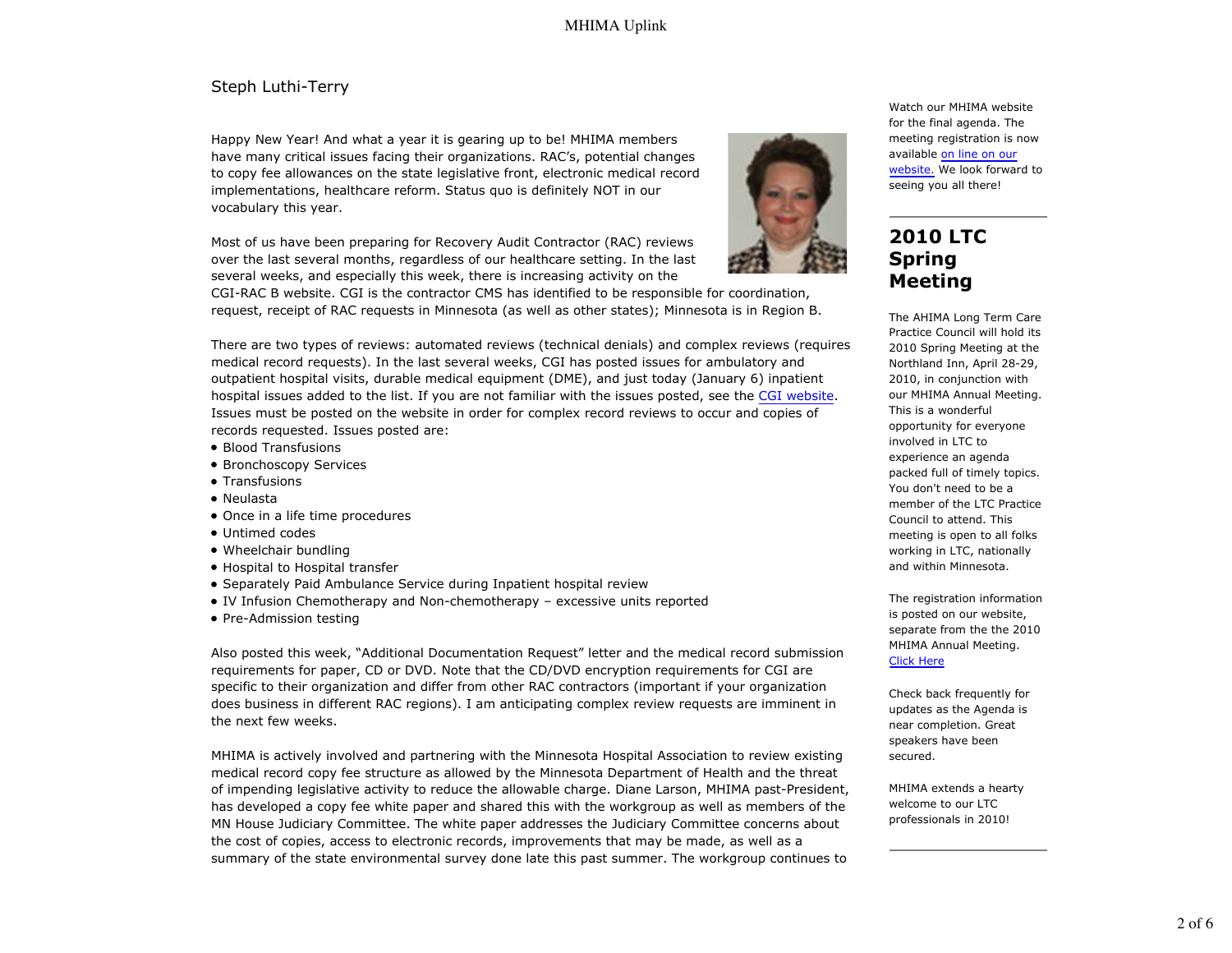Steph Luthi-Terry

Happy New Year! And what a year it is gearing up to be! MHIMA members have many critical issues facing their organizations. RAC's, potential changes to copy fee allowances on the state legislative front, electronic medical record implementations, healthcare reform. Status quo is definitely NOT in our vocabulary this year.

Most of us have been preparing for Recovery Audit Contractor (RAC) reviews over the last several months, regardless of our healthcare setting. In the last several weeks, and especially this week, there is increasing activity on the CGI-RAC B website. CGI is the contractor CMS has identified to be responsible for coordination, request, receipt of RAC requests in Minnesota (as well as other states); Minnesota is in Region B.

There are two types of reviews: automated reviews (technical denials) and complex reviews (requires medical record requests). In the last several weeks, CGI has posted issues for ambulatory and outpatient hospital visits, durable medical equipment (DME), and just today (January 6) inpatient hospital issues added to the list. If you are not familiar with the issues posted, see the CGI website. Issues must be posted on the website in order for complex record reviews to occur and copies of records requested. Issues posted are:

- Blood Transfusions
- Bronchoscopy Services
- Transfusions
- Neulasta
- Once in a life time procedures
- Untimed codes
- Wheelchair bundling
- Hospital to Hospital transfer
- Separately Paid Ambulance Service during Inpatient hospital review
- IV Infusion Chemotherapy and Non-chemotherapy – excessive units reported
- Pre-Admission testing

Also posted this week, "Additional Documentation Request" letter and the medical record submission requirements for paper, CD or DVD. Note that the CD/DVD encryption requirements for CGI are specific to their organization and differ from other RAC contractors (important if your organization does business in different RAC regions). I am anticipating complex review requests are imminent in the next few weeks.

MHIMA is actively involved and partnering with the Minnesota Hospital Association to review existing medical record copy fee structure as allowed by the Minnesota Department of Health and the threat of impending legislative activity to reduce the allowable charge. Diane Larson, MHIMA past-President, has developed a copy fee white paper and shared this with the workgroup as well as members of the MN House Judiciary Committee. The white paper addresses the Judiciary Committee concerns about the cost of copies, access to electronic records, improvements that may be made, as well as a summary of the state environmental survey done late this past summer. The workgroup continues to

Watch our MHIMA website for the final agenda. The meeting registration is now available on line on our website. We look forward to seeing you all there!

## 2010 LTC Spring Meeting

The AHIMA Long Term Care Practice Council will hold its 2010 Spring Meeting at the Northland Inn, April 28-29, 2010, in conjunction with our MHIMA Annual Meeting. This is a wonderful opportunity for everyone involved in LTC to experience an agenda packed full of timely topics. You don't need to be a member of the LTC Practice Council to attend. This meeting is open to all folks working in LTC, nationally and within Minnesota.

The registration information is posted on our website, separate from the the 2010 MHIMA Annual Meeting. Click Here

Check back frequently for updates as the Agenda is near completion. Great speakers have been secured.

MHIMA extends a hearty welcome to our LTC professionals in 2010!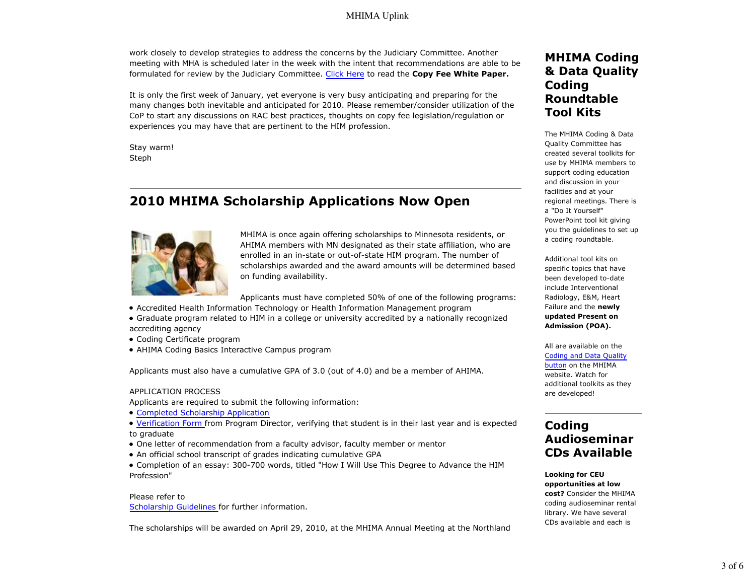work closely to develop strategies to address the concerns by the Judiciary Committee. Another meeting with MHA is scheduled later in the week with the intent that recommendations are able to be formulated for review by the Judiciary Committee. Click Here to read the **Copy Fee White Paper.**

It is only the first week of January, yet everyone is very busy anticipating and preparing for the many changes both inevitable and anticipated for 2010. Please remember/consider utilization of the CoP to start any discussions on RAC best practices, thoughts on copy fee legislation/regulation or experiences you may have that are pertinent to the HIM profession.

Stay warm!
Steph

## 2010 MHIMA Scholarship Applications Now Open

MHIMA is once again offering scholarships to Minnesota residents, or AHIMA members with MN designated as their state affiliation, who are enrolled in an in-state or out-of-state HIM program. The number of scholarships awarded and the award amounts will be determined based on funding availability.

Applicants must have completed 50% of one of the following programs:

- Accredited Health Information Technology or Health Information Management program
- Graduate program related to HIM in a college or university accredited by a nationally recognized accrediting agency
- Coding Certificate program
- AHIMA Coding Basics Interactive Campus program

Applicants must also have a cumulative GPA of 3.0 (out of 4.0) and be a member of AHIMA.

APPLICATION PROCESS

Applicants are required to submit the following information:

- Completed Scholarship Application
- Verification Form from Program Director, verifying that student is in their last year and is expected to graduate
- One letter of recommendation from a faculty advisor, faculty member or mentor
- An official school transcript of grades indicating cumulative GPA
- Completion of an essay: 300-700 words, titled "How I Will Use This Degree to Advance the HIM Profession"

Please refer to Scholarship Guidelines for further information.

The scholarships will be awarded on April 29, 2010, at the MHIMA Annual Meeting at the Northland

## MHIMA Coding & Data Quality Coding Roundtable Tool Kits

The MHIMA Coding & Data Quality Committee has created several toolkits for use by MHIMA members to support coding education and discussion in your facilities and at your regional meetings. There is a "Do It Yourself" PowerPoint tool kit giving you the guidelines to set up a coding roundtable.

Additional tool kits on specific topics that have been developed to-date include Interventional Radiology, E&M, Heart Failure and the **newly updated Present on Admission (POA).**

All are available on the Coding and Data Quality button on the MHIMA website. Watch for additional toolkits as they are developed!

## Coding Audioseminar CDs Available

**Looking for CEU opportunities at low cost?** Consider the MHIMA coding audioseminar rental library. We have several CDs available and each is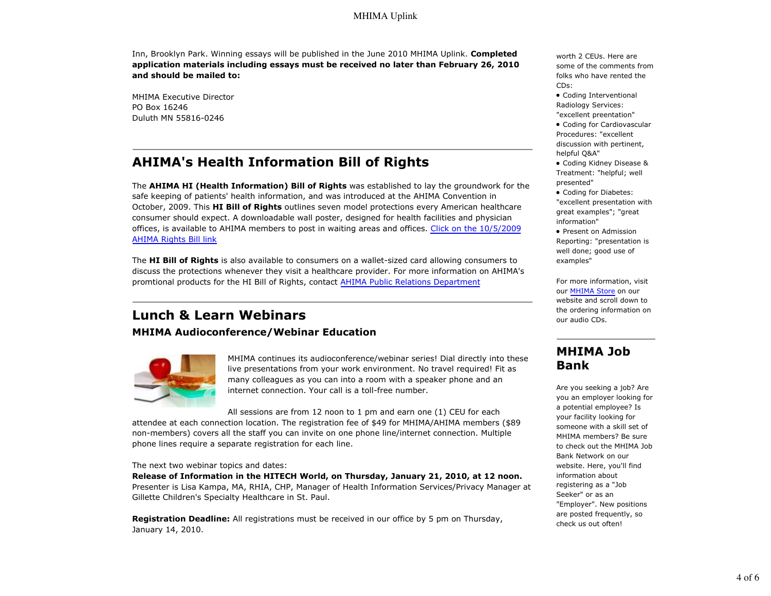Inn, Brooklyn Park. Winning essays will be published in the June 2010 MHIMA Uplink. **Completed application materials including essays must be received no later than February 26, 2010 and should be mailed to:**

MHIMA Executive Director
PO Box 16246
Duluth MN 55816-0246

## AHIMA's Health Information Bill of Rights

The **AHIMA HI (Health Information) Bill of Rights** was established to lay the groundwork for the safe keeping of patients' health information, and was introduced at the AHIMA Convention in October, 2009. This **HI Bill of Rights** outlines seven model protections every American healthcare consumer should expect. A downloadable wall poster, designed for health facilities and physician offices, is available to AHIMA members to post in waiting areas and offices. [Click on the 10/5/2009 AHIMA Rights Bill link]

The **HI Bill of Rights** is also available to consumers on a wallet-sized card allowing consumers to discuss the protections whenever they visit a healthcare provider. For more information on AHIMA's promtional products for the HI Bill of Rights, contact [AHIMA Public Relations Department]

## Lunch & Learn Webinars

### MHIMA Audioconference/Webinar Education

MHIMA continues its audioconference/webinar series! Dial directly into these live presentations from your work environment. No travel required! Fit as many colleagues as you can into a room with a speaker phone and an internet connection. Your call is a toll-free number.

All sessions are from 12 noon to 1 pm and earn one (1) CEU for each attendee at each connection location. The registration fee of $49 for MHIMA/AHIMA members ($89 non-members) covers all the staff you can invite on one phone line/internet connection. Multiple phone lines require a separate registration for each line.

The next two webinar topics and dates:
**Release of Information in the HITECH World, on Thursday, January 21, 2010, at 12 noon.** Presenter is Lisa Kampa, MA, RHIA, CHP, Manager of Health Information Services/Privacy Manager at Gillette Children's Specialty Healthcare in St. Paul.

**Registration Deadline:** All registrations must be received in our office by 5 pm on Thursday, January 14, 2010.

worth 2 CEUs. Here are some of the comments from folks who have rented the CDs:

- Coding Interventional Radiology Services: "excellent preentation"
- Coding for Cardiovascular Procedures: "excellent discussion with pertinent, helpful Q&A"
- Coding Kidney Disease & Treatment: "helpful; well presented"
- Coding for Diabetes: "excellent presentation with great examples"; "great information"
- Present on Admission Reporting: "presentation is well done; good use of examples"

For more information, visit our [MHIMA Store] on our website and scroll down to the ordering information on our audio CDs.

## MHIMA Job Bank

Are you seeking a job? Are you an employer looking for a potential employee? Is your facility looking for someone with a skill set of MHIMA members? Be sure to check out the MHIMA Job Bank Network on our website. Here, you'll find information about registering as a "Job Seeker" or as an "Employer". New positions are posted frequently, so check us out often!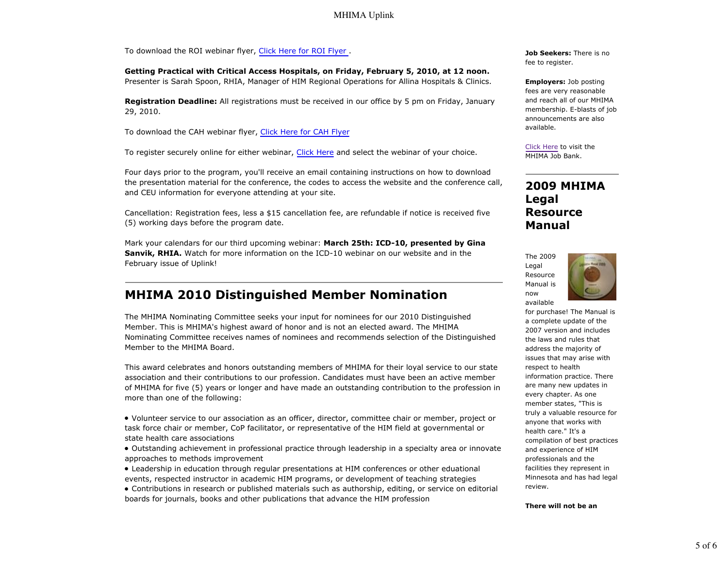To download the ROI webinar flyer, Click Here for ROI Flyer .

**Getting Practical with Critical Access Hospitals, on Friday, February 5, 2010, at 12 noon.** Presenter is Sarah Spoon, RHIA, Manager of HIM Regional Operations for Allina Hospitals & Clinics.

**Registration Deadline:** All registrations must be received in our office by 5 pm on Friday, January 29, 2010.

To download the CAH webinar flyer, Click Here for CAH Flyer

To register securely online for either webinar, Click Here and select the webinar of your choice.

Four days prior to the program, you'll receive an email containing instructions on how to download the presentation material for the conference, the codes to access the website and the conference call, and CEU information for everyone attending at your site.

Cancellation: Registration fees, less a $15 cancellation fee, are refundable if notice is received five (5) working days before the program date.

Mark your calendars for our third upcoming webinar: **March 25th: ICD-10, presented by Gina Sanvik, RHIA.** Watch for more information on the ICD-10 webinar on our website and in the February issue of Uplink!

## MHIMA 2010 Distinguished Member Nomination

The MHIMA Nominating Committee seeks your input for nominees for our 2010 Distinguished Member. This is MHIMA's highest award of honor and is not an elected award. The MHIMA Nominating Committee receives names of nominees and recommends selection of the Distinguished Member to the MHIMA Board.

This award celebrates and honors outstanding members of MHIMA for their loyal service to our state association and their contributions to our profession. Candidates must have been an active member of MHIMA for five (5) years or longer and have made an outstanding contribution to the profession in more than one of the following:

- Volunteer service to our association as an officer, director, committee chair or member, project or task force chair or member, CoP facilitator, or representative of the HIM field at governmental or state health care associations
- Outstanding achievement in professional practice through leadership in a specialty area or innovate approaches to methods improvement
- Leadership in education through regular presentations at HIM conferences or other eduational events, respected instructor in academic HIM programs, or development of teaching strategies
- Contributions in research or published materials such as authorship, editing, or service on editorial boards for journals, books and other publications that advance the HIM profession

**Job Seekers:** There is no fee to register.

**Employers:** Job posting fees are very reasonable and reach all of our MHIMA membership. E-blasts of job announcements are also available.

Click Here to visit the MHIMA Job Bank.

## 2009 MHIMA Legal Resource Manual

The 2009 Legal Resource Manual is now available for purchase! The Manual is a complete update of the 2007 version and includes the laws and rules that address the majority of issues that may arise with respect to health information practice. There are many new updates in every chapter. As one member states, "This is truly a valuable resource for anyone that works with health care." It's a compilation of best practices and experience of HIM professionals and the facilities they represent in Minnesota and has had legal review.

**There will not be an**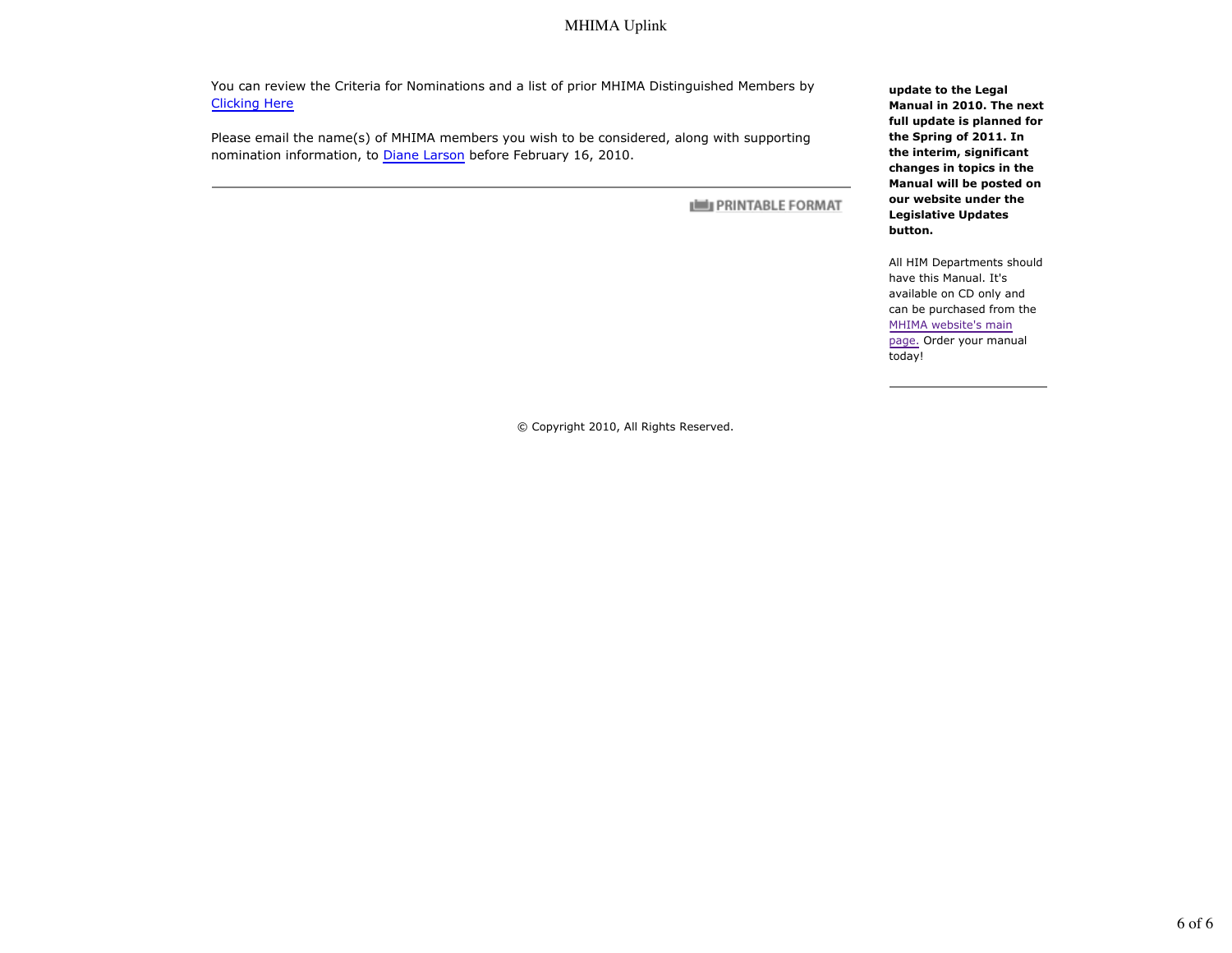You can review the Criteria for Nominations and a list of prior MHIMA Distinguished Members by Clicking Here

Please email the name(s) of MHIMA members you wish to be considered, along with supporting nomination information, to Diane Larson before February 16, 2010.

---

PRINTABLE FORMAT

**update to the Legal Manual in 2010. The next full update is planned for the Spring of 2011. In the interim, significant changes in topics in the Manual will be posted on our website under the Legislative Updates button.**

All HIM Departments should have this Manual. It's available on CD only and can be purchased from the MHIMA website's main page. Order your manual today!

---

© Copyright 2010, All Rights Reserved.